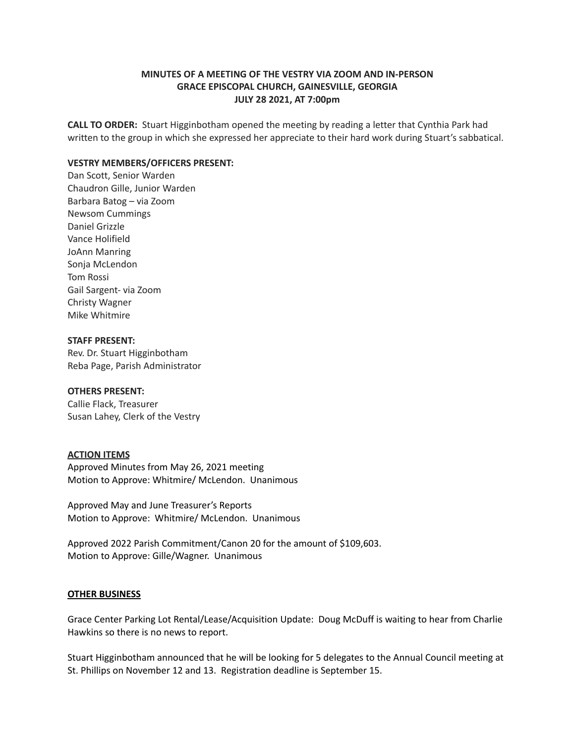# MINUTES OF A MEETING OF THE VESTRY VIA ZOOM AND IN-PERSON
# GRACE EPISCOPAL CHURCH, GAINESVILLE, GEORGIA
# JULY 28 2021, AT 7:00pm

**CALL TO ORDER:** Stuart Higginbotham opened the meeting by reading a letter that Cynthia Park had written to the group in which she expressed her appreciate to their hard work during Stuart's sabbatical.

**VESTRY MEMBERS/OFFICERS PRESENT:**
Dan Scott, Senior Warden
Chaudron Gille, Junior Warden
Barbara Batog – via Zoom
Newsom Cummings
Daniel Grizzle
Vance Holifield
JoAnn Manring
Sonja McLendon
Tom Rossi
Gail Sargent- via Zoom
Christy Wagner
Mike Whitmire

**STAFF PRESENT:**
Rev. Dr. Stuart Higginbotham
Reba Page, Parish Administrator

**OTHERS PRESENT:**
Callie Flack, Treasurer
Susan Lahey, Clerk of the Vestry

**ACTION ITEMS**

Approved Minutes from May 26, 2021 meeting
Motion to Approve: Whitmire/ McLendon. Unanimous

Approved May and June Treasurer's Reports
Motion to Approve: Whitmire/ McLendon. Unanimous

Approved 2022 Parish Commitment/Canon 20 for the amount of $109,603.
Motion to Approve: Gille/Wagner. Unanimous

**OTHER BUSINESS**

Grace Center Parking Lot Rental/Lease/Acquisition Update: Doug McDuff is waiting to hear from Charlie Hawkins so there is no news to report.

Stuart Higginbotham announced that he will be looking for 5 delegates to the Annual Council meeting at St. Phillips on November 12 and 13. Registration deadline is September 15.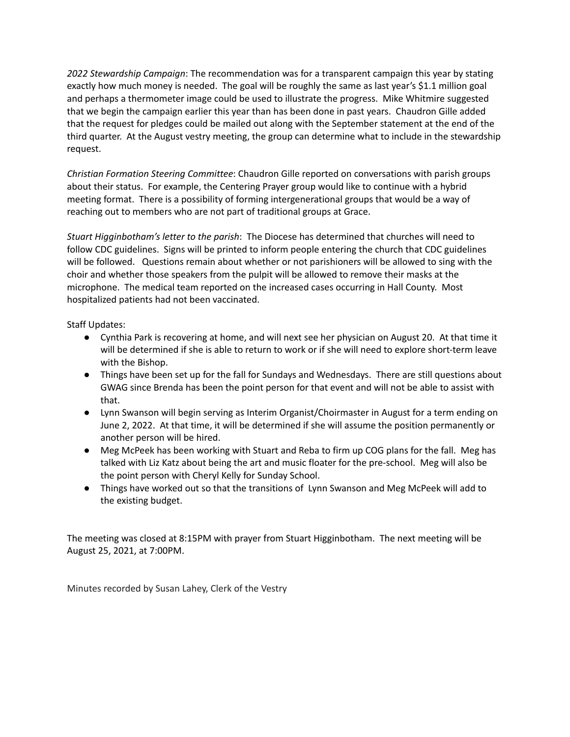*2022 Stewardship Campaign*: The recommendation was for a transparent campaign this year by stating exactly how much money is needed. The goal will be roughly the same as last year's $1.1 million goal and perhaps a thermometer image could be used to illustrate the progress. Mike Whitmire suggested that we begin the campaign earlier this year than has been done in past years. Chaudron Gille added that the request for pledges could be mailed out along with the September statement at the end of the third quarter. At the August vestry meeting, the group can determine what to include in the stewardship request.

*Christian Formation Steering Committee*: Chaudron Gille reported on conversations with parish groups about their status. For example, the Centering Prayer group would like to continue with a hybrid meeting format. There is a possibility of forming intergenerational groups that would be a way of reaching out to members who are not part of traditional groups at Grace.

*Stuart Higginbotham's letter to the parish*: The Diocese has determined that churches will need to follow CDC guidelines. Signs will be printed to inform people entering the church that CDC guidelines will be followed. Questions remain about whether or not parishioners will be allowed to sing with the choir and whether those speakers from the pulpit will be allowed to remove their masks at the microphone. The medical team reported on the increased cases occurring in Hall County. Most hospitalized patients had not been vaccinated.

Staff Updates:

- Cynthia Park is recovering at home, and will next see her physician on August 20. At that time it will be determined if she is able to return to work or if she will need to explore short-term leave with the Bishop.
- Things have been set up for the fall for Sundays and Wednesdays. There are still questions about GWAG since Brenda has been the point person for that event and will not be able to assist with that.
- Lynn Swanson will begin serving as Interim Organist/Choirmaster in August for a term ending on June 2, 2022. At that time, it will be determined if she will assume the position permanently or another person will be hired.
- Meg McPeek has been working with Stuart and Reba to firm up COG plans for the fall. Meg has talked with Liz Katz about being the art and music floater for the pre-school. Meg will also be the point person with Cheryl Kelly for Sunday School.
- Things have worked out so that the transitions of Lynn Swanson and Meg McPeek will add to the existing budget.

The meeting was closed at 8:15PM with prayer from Stuart Higginbotham. The next meeting will be August 25, 2021, at 7:00PM.

Minutes recorded by Susan Lahey, Clerk of the Vestry